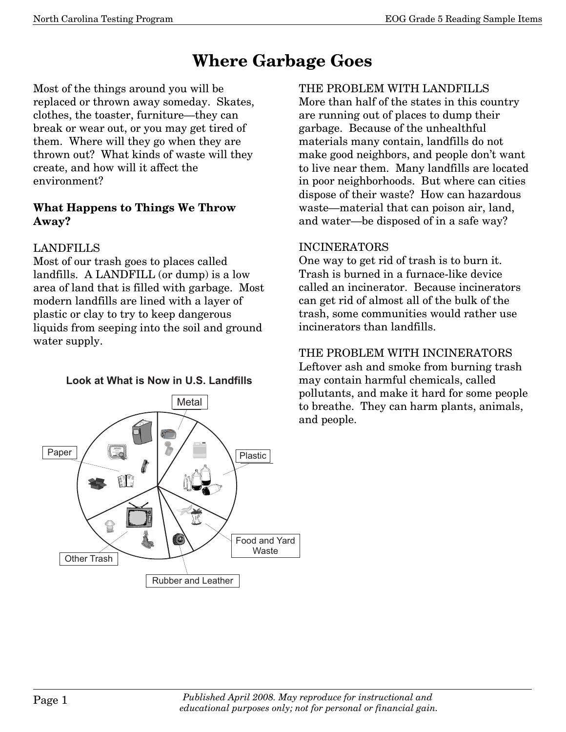# Where Garbage Goes

Most of the things around you will be replaced or thrown away someday. Skates, clothes, the toaster, furniture—they can break or wear out, or you may get tired of them. Where will they go when they are thrown out? What kinds of waste will they create, and how will it affect the environment?

## What Happens to Things We Throw Away?

LANDFILLS
Most of our trash goes to places called landfills. A LANDFILL (or dump) is a low area of land that is filled with garbage. Most modern landfills are lined with a layer of plastic or clay to try to keep dangerous liquids from seeping into the soil and ground water supply.

**Look at What is Now in U.S. Landfills**

Metal

Plastic

Food and Yard Waste

Rubber and Leather

Other Trash

Paper

THE PROBLEM WITH LANDFILLS
More than half of the states in this country are running out of places to dump their garbage. Because of the unhealthful materials many contain, landfills do not make good neighbors, and people don't want to live near them. Many landfills are located in poor neighborhoods. But where can cities dispose of their waste? How can hazardous waste—material that can poison air, land, and water—be disposed of in a safe way?

INCINERATORS
One way to get rid of trash is to burn it. Trash is burned in a furnace-like device called an incinerator. Because incinerators can get rid of almost all of the bulk of the trash, some communities would rather use incinerators than landfills.

THE PROBLEM WITH INCINERATORS
Leftover ash and smoke from burning trash may contain harmful chemicals, called pollutants, and make it hard for some people to breathe. They can harm plants, animals, and people.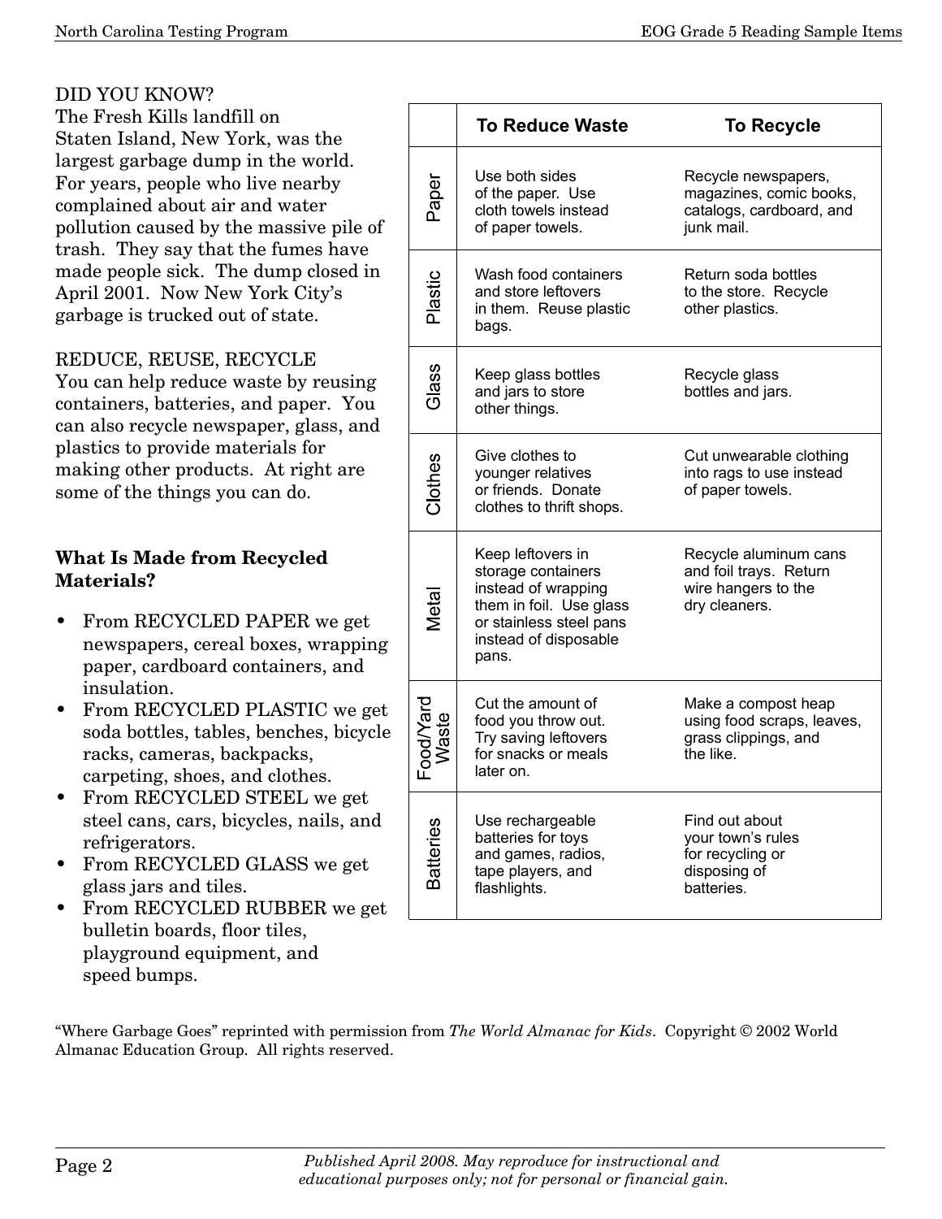DID YOU KNOW?
The Fresh Kills landfill on Staten Island, New York, was the largest garbage dump in the world. For years, people who live nearby complained about air and water pollution caused by the massive pile of trash. They say that the fumes have made people sick. The dump closed in April 2001. Now New York City's garbage is trucked out of state.

REDUCE, REUSE, RECYCLE
You can help reduce waste by reusing containers, batteries, and paper. You can also recycle newspaper, glass, and plastics to provide materials for making other products. At right are some of the things you can do.

| | To Reduce Waste | To Recycle |
|---|---|---|
| Paper | Use both sides of the paper. Use cloth towels instead of paper towels. | Recycle newspapers, magazines, comic books, catalogs, cardboard, and junk mail. |
| Plastic | Wash food containers and store leftovers in them. Reuse plastic bags. | Return soda bottles to the store. Recycle other plastics. |
| Glass | Keep glass bottles and jars to store other things. | Recycle glass bottles and jars. |
| Clothes | Give clothes to younger relatives or friends. Donate clothes to thrift shops. | Cut unwearable clothing into rags to use instead of paper towels. |
| Metal | Keep leftovers in storage containers instead of wrapping them in foil. Use glass or stainless steel pans instead of disposable pans. | Recycle aluminum cans and foil trays. Return wire hangers to the dry cleaners. |
| Food/Yard Waste | Cut the amount of food you throw out. Try saving leftovers for snacks or meals later on. | Make a compost heap using food scraps, leaves, grass clippings, and the like. |
| Batteries | Use rechargeable batteries for toys and games, radios, tape players, and flashlights. | Find out about your town's rules for recycling or disposing of batteries. |

**What Is Made from Recycled Materials?**

- From RECYCLED PAPER we get newspapers, cereal boxes, wrapping paper, cardboard containers, and insulation.
- From RECYCLED PLASTIC we get soda bottles, tables, benches, bicycle racks, cameras, backpacks, carpeting, shoes, and clothes.
- From RECYCLED STEEL we get steel cans, cars, bicycles, nails, and refrigerators.
- From RECYCLED GLASS we get glass jars and tiles.
- From RECYCLED RUBBER we get bulletin boards, floor tiles, playground equipment, and speed bumps.

"Where Garbage Goes" reprinted with permission from *The World Almanac for Kids*. Copyright © 2002 World Almanac Education Group. All rights reserved.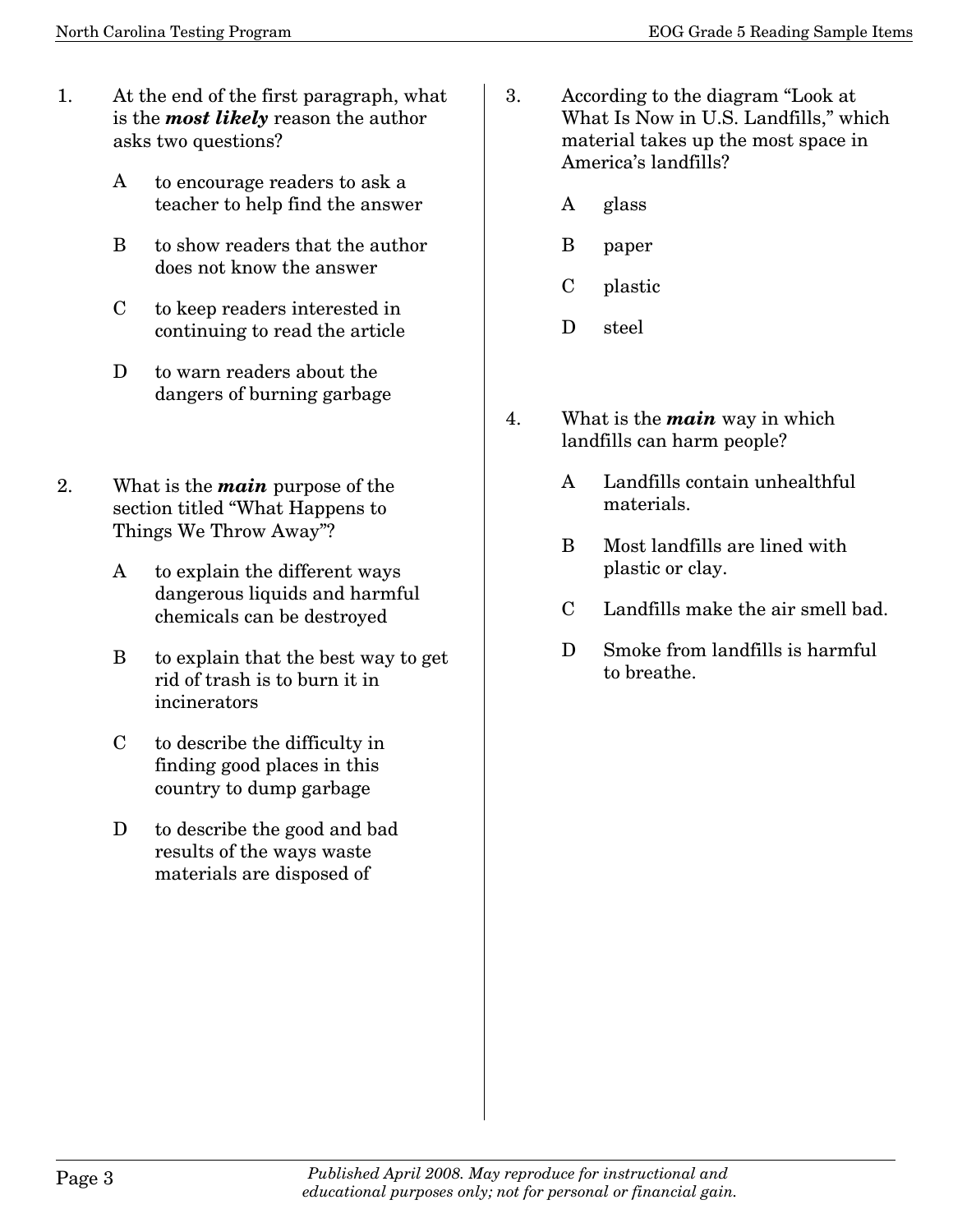1. At the end of the first paragraph, what is the ***most likely*** reason the author asks two questions?

   A to encourage readers to ask a teacher to help find the answer

   B to show readers that the author does not know the answer

   C to keep readers interested in continuing to read the article

   D to warn readers about the dangers of burning garbage

2. What is the ***main*** purpose of the section titled "What Happens to Things We Throw Away"?

   A to explain the different ways dangerous liquids and harmful chemicals can be destroyed

   B to explain that the best way to get rid of trash is to burn it in incinerators

   C to describe the difficulty in finding good places in this country to dump garbage

   D to describe the good and bad results of the ways waste materials are disposed of

3. According to the diagram "Look at What Is Now in U.S. Landfills," which material takes up the most space in America's landfills?

   A glass

   B paper

   C plastic

   D steel

4. What is the ***main*** way in which landfills can harm people?

   A Landfills contain unhealthful materials.

   B Most landfills are lined with plastic or clay.

   C Landfills make the air smell bad.

   D Smoke from landfills is harmful to breathe.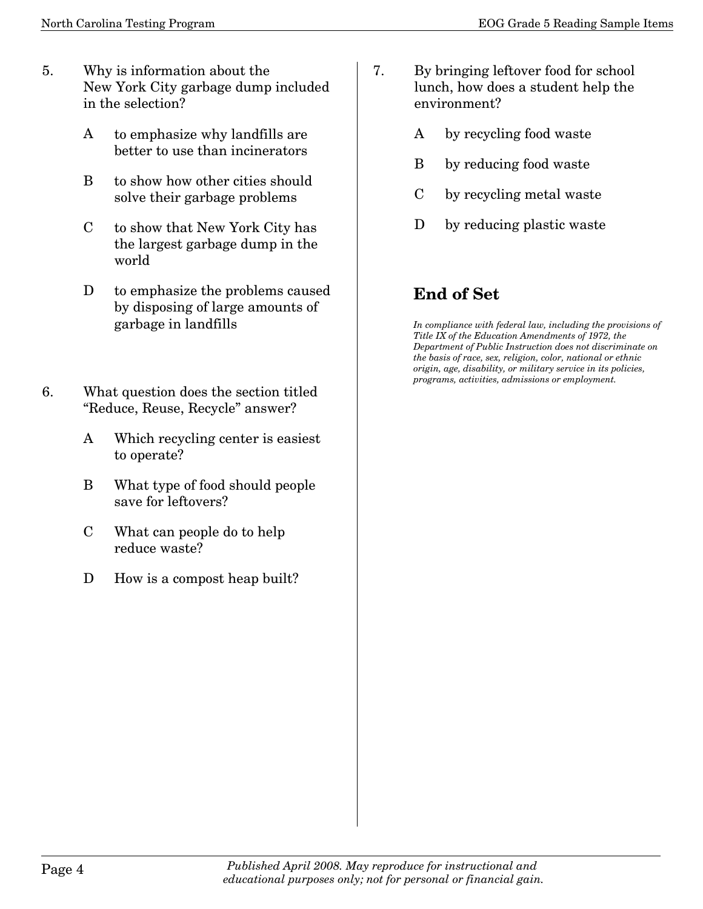5. Why is information about the New York City garbage dump included in the selection?

   A to emphasize why landfills are better to use than incinerators

   B to show how other cities should solve their garbage problems

   C to show that New York City has the largest garbage dump in the world

   D to emphasize the problems caused by disposing of large amounts of garbage in landfills

6. What question does the section titled “Reduce, Reuse, Recycle” answer?

   A Which recycling center is easiest to operate?

   B What type of food should people save for leftovers?

   C What can people do to help reduce waste?

   D How is a compost heap built?

7. By bringing leftover food for school lunch, how does a student help the environment?

   A by recycling food waste

   B by reducing food waste

   C by recycling metal waste

   D by reducing plastic waste

## End of Set

*In compliance with federal law, including the provisions of Title IX of the Education Amendments of 1972, the Department of Public Instruction does not discriminate on the basis of race, sex, religion, color, national or ethnic origin, age, disability, or military service in its policies, programs, activities, admissions or employment.*

*Published April 2008. May reproduce for instructional and educational purposes only; not for personal or financial gain.*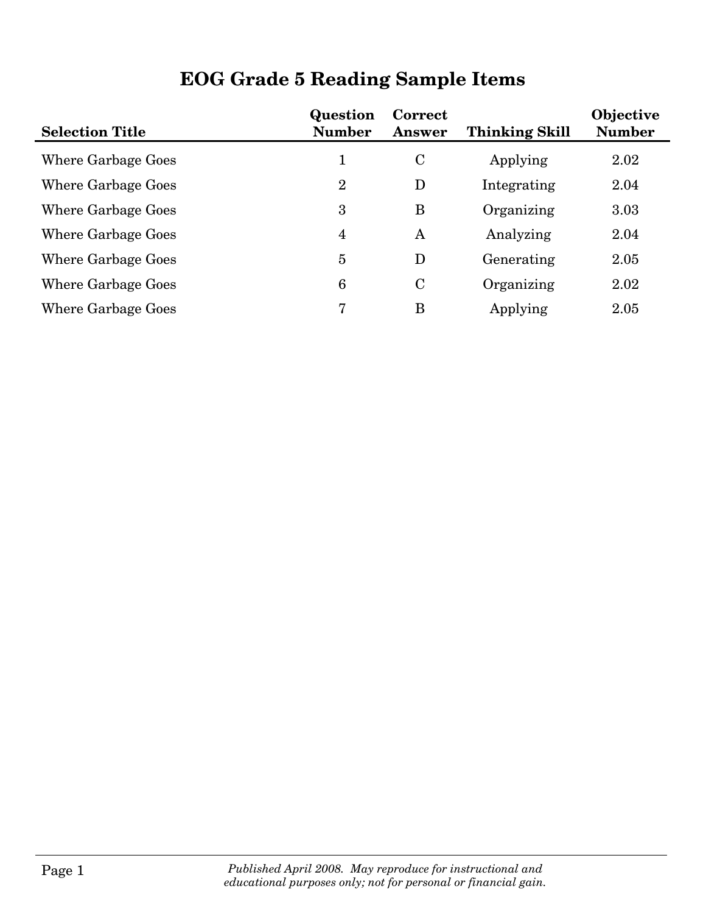# EOG Grade 5 Reading Sample Items

| Selection Title | Question Number | Correct Answer | Thinking Skill | Objective Number |
|---|---|---|---|---|
| Where Garbage Goes | 1 | C | Applying | 2.02 |
| Where Garbage Goes | 2 | D | Integrating | 2.04 |
| Where Garbage Goes | 3 | B | Organizing | 3.03 |
| Where Garbage Goes | 4 | A | Analyzing | 2.04 |
| Where Garbage Goes | 5 | D | Generating | 2.05 |
| Where Garbage Goes | 6 | C | Organizing | 2.02 |
| Where Garbage Goes | 7 | B | Applying | 2.05 |

*Published April 2008. May reproduce for instructional and educational purposes only; not for personal or financial gain.*